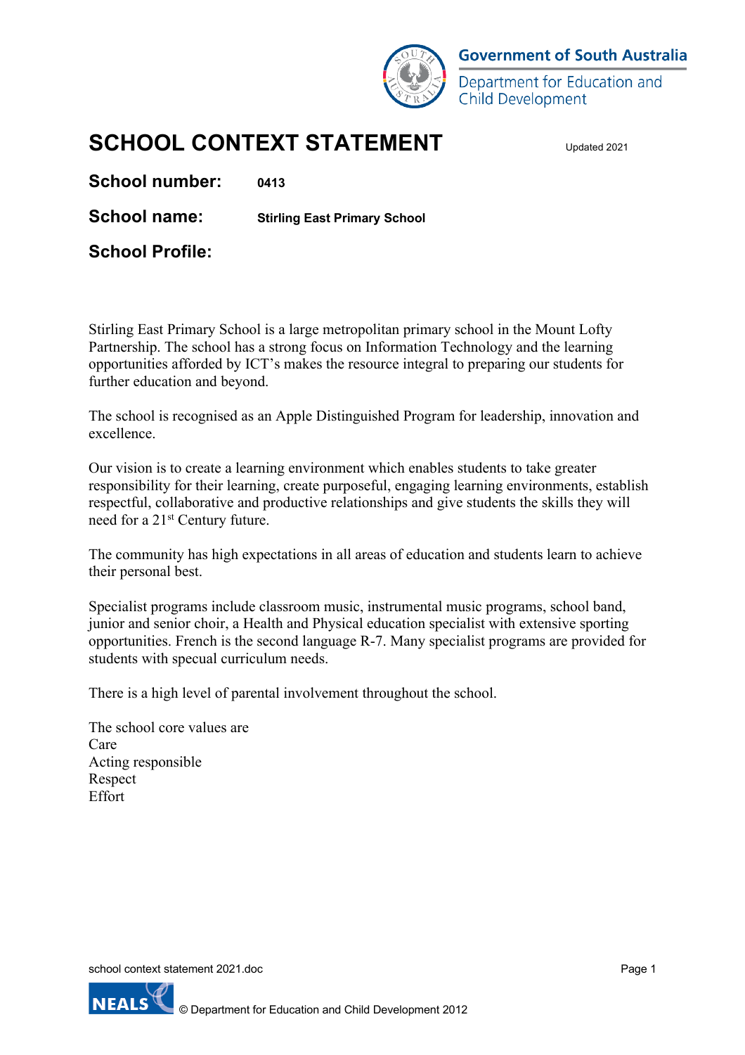Government of South Australia

Department for Education and Child Development

# SCHOOL CONTEXT STATEMENT

Updated 2021

**School number:** **0413**

**School name:** **Stirling East Primary School**

## School Profile:

Stirling East Primary School is a large metropolitan primary school in the Mount Lofty Partnership. The school has a strong focus on Information Technology and the learning opportunities afforded by ICT's makes the resource integral to preparing our students for further education and beyond.

The school is recognised as an Apple Distinguished Program for leadership, innovation and excellence.

Our vision is to create a learning environment which enables students to take greater responsibility for their learning, create purposeful, engaging learning environments, establish respectful, collaborative and productive relationships and give students the skills they will need for a 21st Century future.

The community has high expectations in all areas of education and students learn to achieve their personal best.

Specialist programs include classroom music, instrumental music programs, school band, junior and senior choir, a Health and Physical education specialist with extensive sporting opportunities. French is the second language R-7. Many specialist programs are provided for students with specual curriculum needs.

There is a high level of parental involvement throughout the school.

The school core values are
Care
Acting responsible
Respect
Effort

school context statement 2021.doc

© Department for Education and Child Development 2012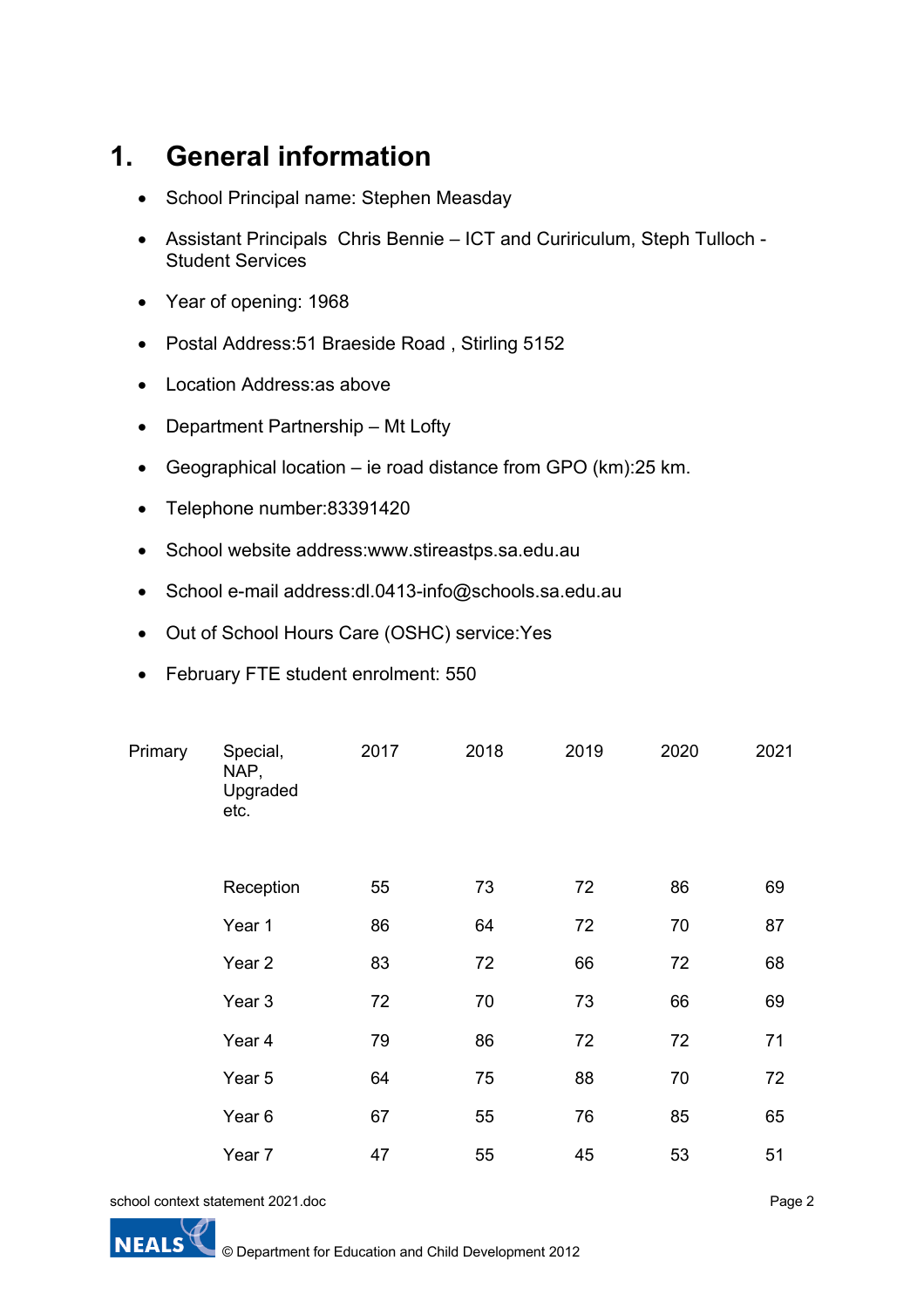# 1. General information

- School Principal name: Stephen Measday
- Assistant Principals  Chris Bennie – ICT and Cuririculum, Steph Tulloch - Student Services
- Year of opening: 1968
- Postal Address:51 Braeside Road , Stirling 5152
- Location Address:as above
- Department Partnership – Mt Lofty
- Geographical location – ie road distance from GPO (km):25 km.
- Telephone number:83391420
- School website address:www.stireastps.sa.edu.au
- School e-mail address:dl.0413-info@schools.sa.edu.au
- Out of School Hours Care (OSHC) service:Yes
- February FTE student enrolment: 550

| Primary | Special, NAP, Upgraded etc. | 2017 | 2018 | 2019 | 2020 | 2021 |
|---|---|---|---|---|---|---|
| | Reception | 55 | 73 | 72 | 86 | 69 |
| | Year 1 | 86 | 64 | 72 | 70 | 87 |
| | Year 2 | 83 | 72 | 66 | 72 | 68 |
| | Year 3 | 72 | 70 | 73 | 66 | 69 |
| | Year 4 | 79 | 86 | 72 | 72 | 71 |
| | Year 5 | 64 | 75 | 88 | 70 | 72 |
| | Year 6 | 67 | 55 | 76 | 85 | 65 |
| | Year 7 | 47 | 55 | 45 | 53 | 51 |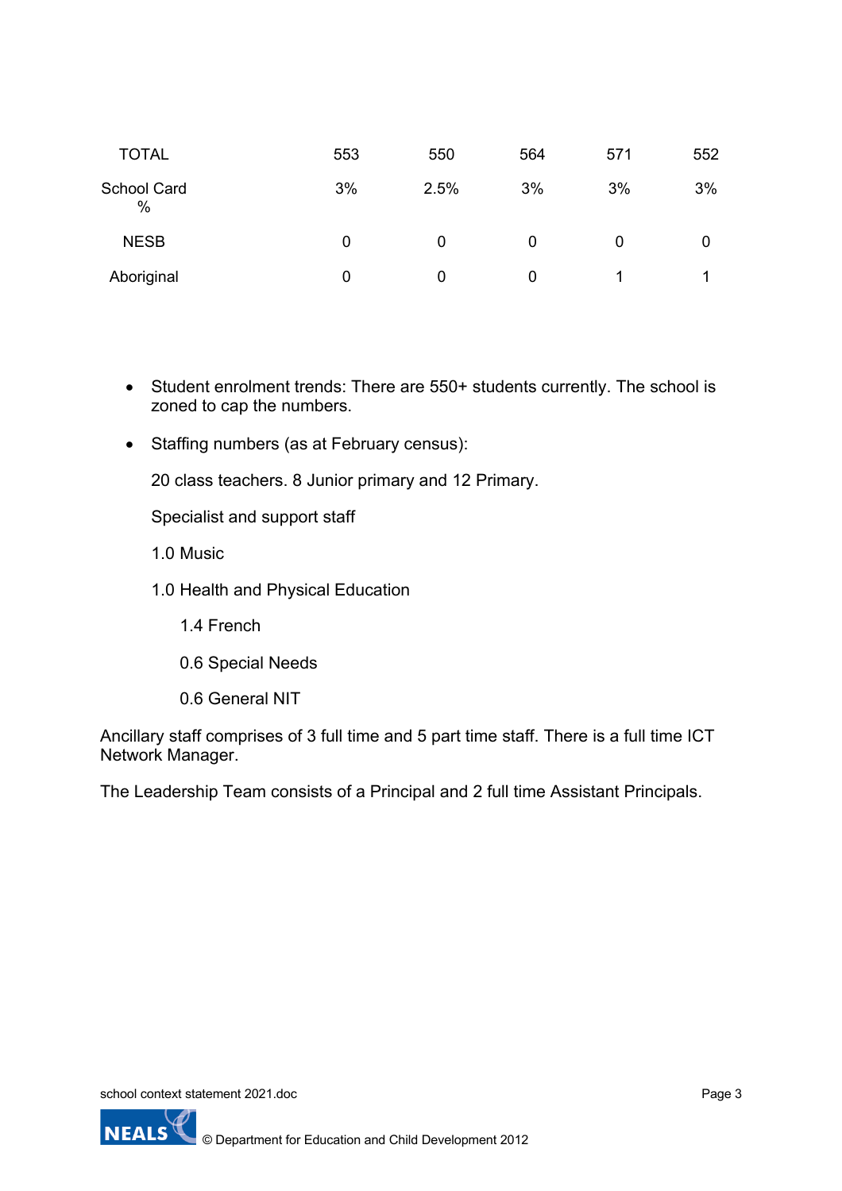| TOTAL | 553 | 550 | 564 | 571 | 552 |
|---|---|---|---|---|---|
| School Card % | 3% | 2.5% | 3% | 3% | 3% |
| NESB | 0 | 0 | 0 | 0 | 0 |
| Aboriginal | 0 | 0 | 0 | 1 | 1 |

- Student enrolment trends: There are 550+ students currently. The school is zoned to cap the numbers.
- Staffing numbers (as at February census):

  20 class teachers. 8 Junior primary and 12 Primary.

  Specialist and support staff

  1.0 Music

  1.0 Health and Physical Education

  1.4 French

  0.6 Special Needs

  0.6 General NIT

Ancillary staff comprises of 3 full time and 5 part time staff. There is a full time ICT Network Manager.

The Leadership Team consists of a Principal and 2 full time Assistant Principals.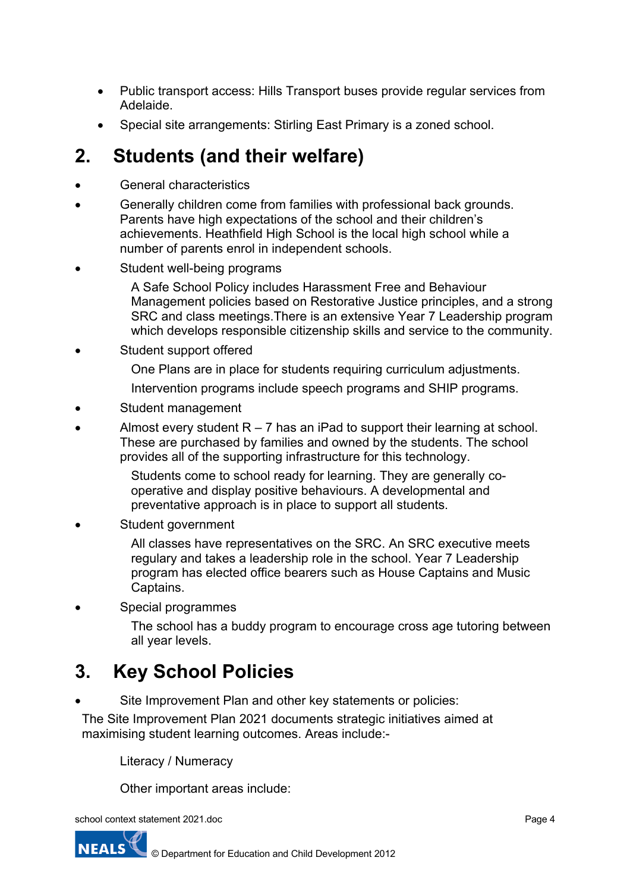- Public transport access: Hills Transport buses provide regular services from Adelaide.
- Special site arrangements: Stirling East Primary is a zoned school.

## 2. Students (and their welfare)

- General characteristics
- Generally children come from families with professional back grounds. Parents have high expectations of the school and their children's achievements. Heathfield High School is the local high school while a number of parents enrol in independent schools.
- Student well-being programs

  A Safe School Policy includes Harassment Free and Behaviour Management policies based on Restorative Justice principles, and a strong SRC and class meetings.There is an extensive Year 7 Leadership program which develops responsible citizenship skills and service to the community.

- Student support offered

  One Plans are in place for students requiring curriculum adjustments.

  Intervention programs include speech programs and SHIP programs.

- Student management
- Almost every student R – 7 has an iPad to support their learning at school. These are purchased by families and owned by the students. The school provides all of the supporting infrastructure for this technology.

  Students come to school ready for learning. They are generally co-operative and display positive behaviours. A developmental and preventative approach is in place to support all students.

- Student government

  All classes have representatives on the SRC. An SRC executive meets regulary and takes a leadership role in the school. Year 7 Leadership program has elected office bearers such as House Captains and Music Captains.

- Special programmes

  The school has a buddy program to encourage cross age tutoring between all year levels.

## 3. Key School Policies

- Site Improvement Plan and other key statements or policies:

The Site Improvement Plan 2021 documents strategic initiatives aimed at maximising student learning outcomes. Areas include:-

Literacy / Numeracy

Other important areas include: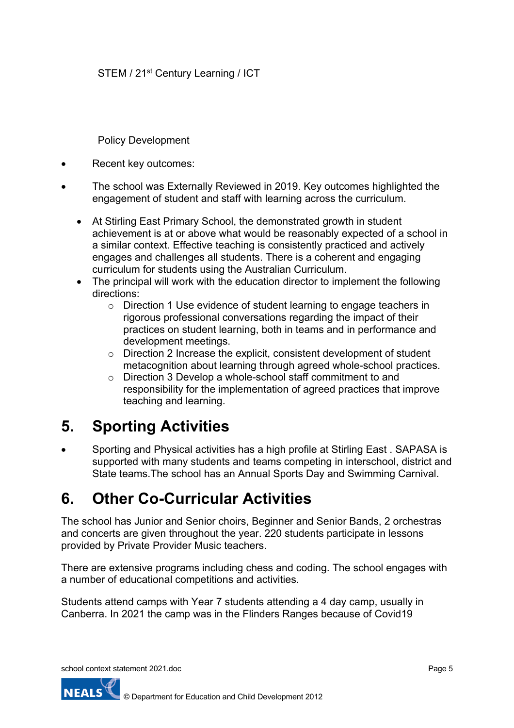STEM / 21st Century Learning / ICT

Policy Development

- Recent key outcomes:
- The school was Externally Reviewed in 2019. Key outcomes highlighted the engagement of student and staff with learning across the curriculum.
  - At Stirling East Primary School, the demonstrated growth in student achievement is at or above what would be reasonably expected of a school in a similar context. Effective teaching is consistently practiced and actively engages and challenges all students. There is a coherent and engaging curriculum for students using the Australian Curriculum.
  - The principal will work with the education director to implement the following directions:
    - Direction 1 Use evidence of student learning to engage teachers in rigorous professional conversations regarding the impact of their practices on student learning, both in teams and in performance and development meetings.
    - Direction 2 Increase the explicit, consistent development of student metacognition about learning through agreed whole-school practices.
    - Direction 3 Develop a whole-school staff commitment to and responsibility for the implementation of agreed practices that improve teaching and learning.

## 5. Sporting Activities

- Sporting and Physical activities has a high profile at Stirling East . SAPASA is supported with many students and teams competing in interschool, district and State teams.The school has an Annual Sports Day and Swimming Carnival.

## 6. Other Co-Curricular Activities

The school has Junior and Senior choirs, Beginner and Senior Bands, 2 orchestras and concerts are given throughout the year. 220 students participate in lessons provided by Private Provider Music teachers.

There are extensive programs including chess and coding. The school engages with a number of educational competitions and activities.

Students attend camps with Year 7 students attending a 4 day camp, usually in Canberra. In 2021 the camp was in the Flinders Ranges because of Covid19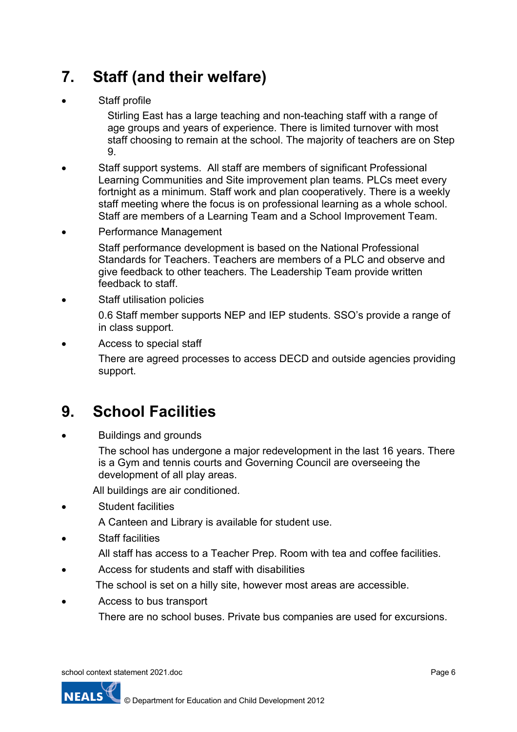## 7. Staff (and their welfare)

- Staff profile

  Stirling East has a large teaching and non-teaching staff with a range of age groups and years of experience. There is limited turnover with most staff choosing to remain at the school. The majority of teachers are on Step 9.

- Staff support systems. All staff are members of significant Professional Learning Communities and Site improvement plan teams. PLCs meet every fortnight as a minimum. Staff work and plan cooperatively. There is a weekly staff meeting where the focus is on professional learning as a whole school. Staff are members of a Learning Team and a School Improvement Team.

- Performance Management

  Staff performance development is based on the National Professional Standards for Teachers. Teachers are members of a PLC and observe and give feedback to other teachers. The Leadership Team provide written feedback to staff.

- Staff utilisation policies

  0.6 Staff member supports NEP and IEP students. SSO's provide a range of in class support.

- Access to special staff

  There are agreed processes to access DECD and outside agencies providing support.

## 9. School Facilities

- Buildings and grounds

  The school has undergone a major redevelopment in the last 16 years. There is a Gym and tennis courts and Governing Council are overseeing the development of all play areas.

  All buildings are air conditioned.

- Student facilities

  A Canteen and Library is available for student use.

- Staff facilities

  All staff has access to a Teacher Prep. Room with tea and coffee facilities.

- Access for students and staff with disabilities

  The school is set on a hilly site, however most areas are accessible.

- Access to bus transport

  There are no school buses. Private bus companies are used for excursions.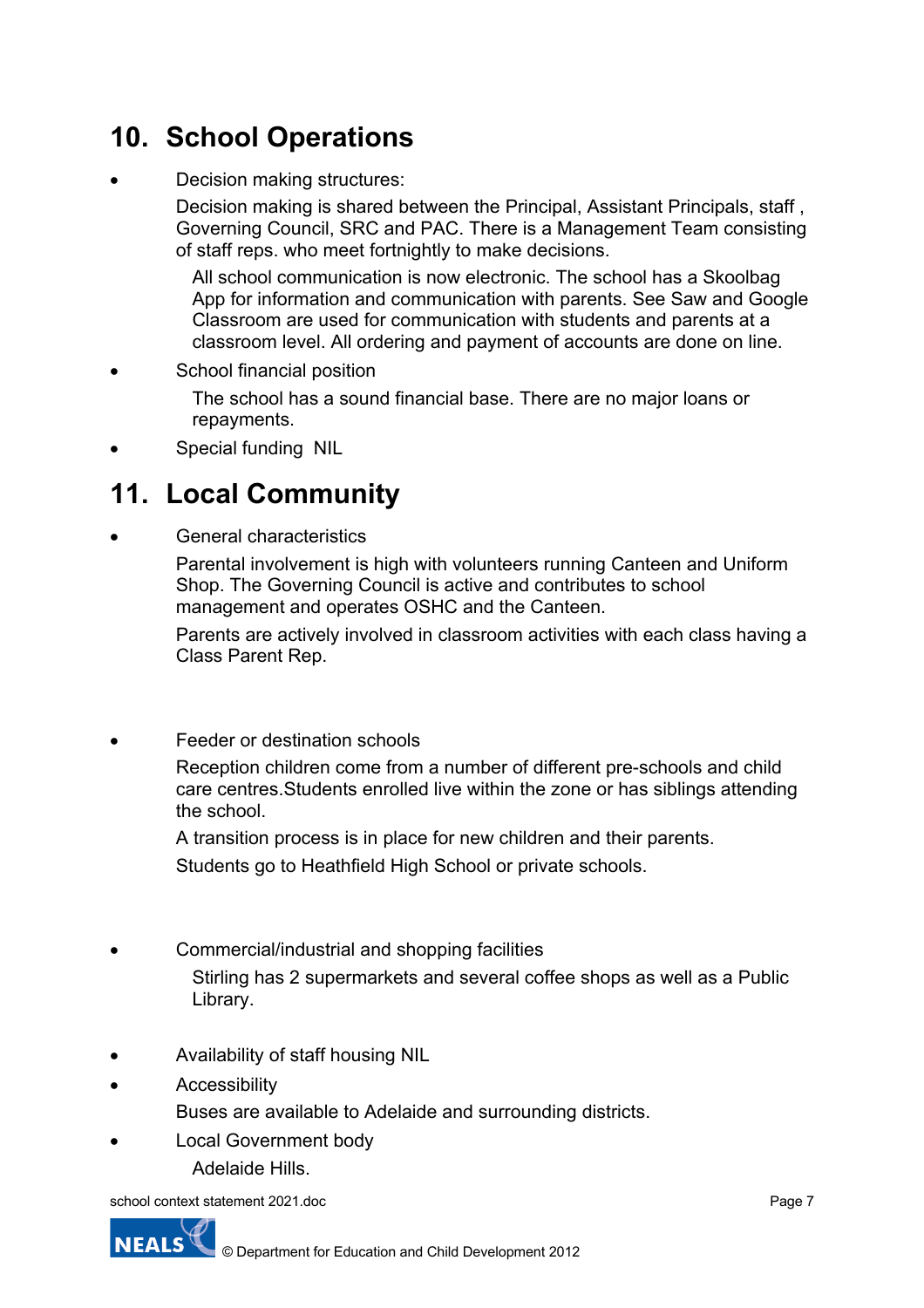## 10. School Operations

- Decision making structures:

  Decision making is shared between the Principal, Assistant Principals, staff , Governing Council, SRC and PAC. There is a Management Team consisting of staff reps. who meet fortnightly to make decisions.

  All school communication is now electronic. The school has a Skoolbag App for information and communication with parents. See Saw and Google Classroom are used for communication with students and parents at a classroom level. All ordering and payment of accounts are done on line.

- School financial position

  The school has a sound financial base. There are no major loans or repayments.

- Special funding NIL

## 11. Local Community

- General characteristics

  Parental involvement is high with volunteers running Canteen and Uniform Shop. The Governing Council is active and contributes to school management and operates OSHC and the Canteen.

  Parents are actively involved in classroom activities with each class having a Class Parent Rep.

- Feeder or destination schools

  Reception children come from a number of different pre-schools and child care centres.Students enrolled live within the zone or has siblings attending the school.

  A transition process is in place for new children and their parents.

  Students go to Heathfield High School or private schools.

- Commercial/industrial and shopping facilities

  Stirling has 2 supermarkets and several coffee shops as well as a Public Library.

- Availability of staff housing NIL
- Accessibility

  Buses are available to Adelaide and surrounding districts.

- Local Government body

  Adelaide Hills.